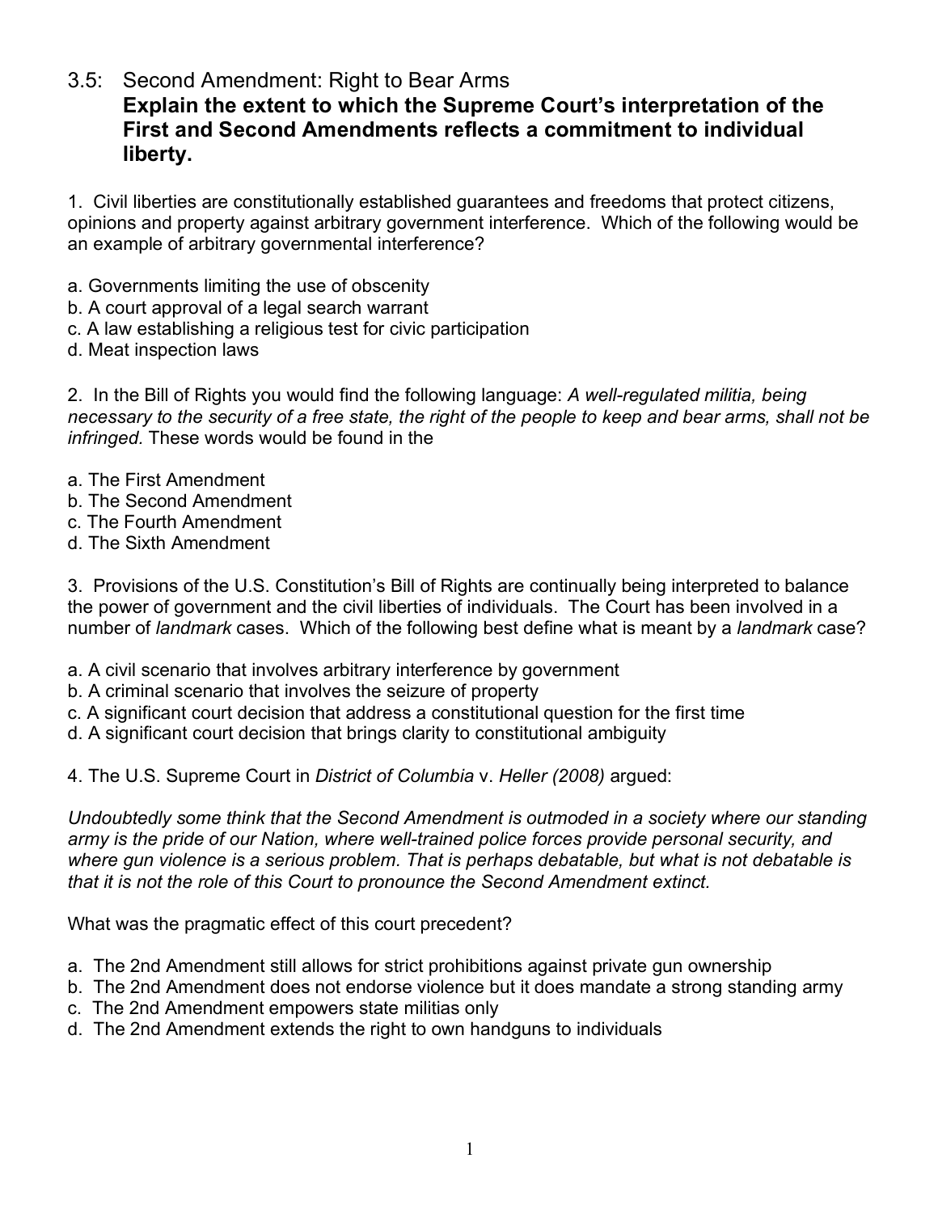## 3.5: Second Amendment: Right to Bear Arms

### **Explain the extent to which the Supreme Court's interpretation of the First and Second Amendments reflects a commitment to individual liberty.**

1. Civil liberties are constitutionally established guarantees and freedoms that protect citizens, opinions and property against arbitrary government interference. Which of the following would be an example of arbitrary governmental interference?

a. Governments limiting the use of obscenity
b. A court approval of a legal search warrant
c. A law establishing a religious test for civic participation
d. Meat inspection laws

2. In the Bill of Rights you would find the following language: *A well-regulated militia, being necessary to the security of a free state, the right of the people to keep and bear arms, shall not be infringed*. These words would be found in the

a. The First Amendment
b. The Second Amendment
c. The Fourth Amendment
d. The Sixth Amendment

3. Provisions of the U.S. Constitution's Bill of Rights are continually being interpreted to balance the power of government and the civil liberties of individuals. The Court has been involved in a number of *landmark* cases. Which of the following best define what is meant by a *landmark* case?

a. A civil scenario that involves arbitrary interference by government
b. A criminal scenario that involves the seizure of property
c. A significant court decision that address a constitutional question for the first time
d. A significant court decision that brings clarity to constitutional ambiguity

4. The U.S. Supreme Court in *District of Columbia* v. *Heller (2008)* argued:

*Undoubtedly some think that the Second Amendment is outmoded in a society where our standing army is the pride of our Nation, where well-trained police forces provide personal security, and where gun violence is a serious problem. That is perhaps debatable, but what is not debatable is that it is not the role of this Court to pronounce the Second Amendment extinct.*

What was the pragmatic effect of this court precedent?

a. The 2nd Amendment still allows for strict prohibitions against private gun ownership
b. The 2nd Amendment does not endorse violence but it does mandate a strong standing army
c. The 2nd Amendment empowers state militias only
d. The 2nd Amendment extends the right to own handguns to individuals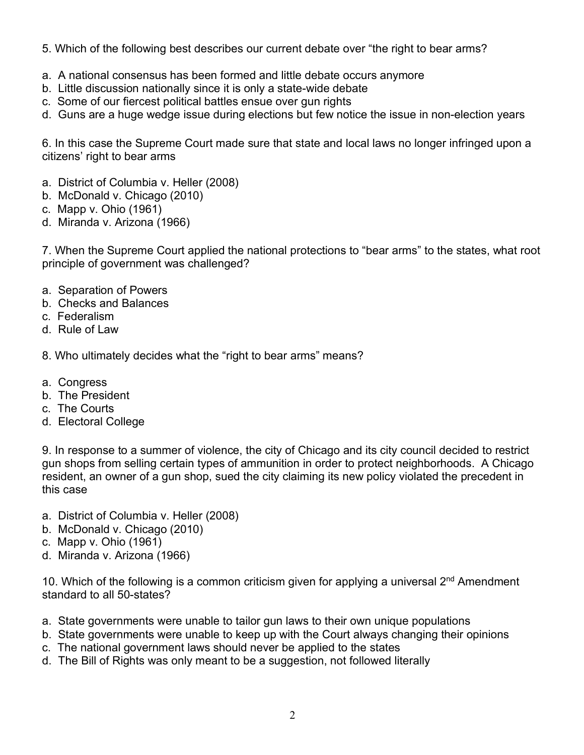5. Which of the following best describes our current debate over "the right to bear arms?

a. A national consensus has been formed and little debate occurs anymore
b. Little discussion nationally since it is only a state-wide debate
c. Some of our fiercest political battles ensue over gun rights
d. Guns are a huge wedge issue during elections but few notice the issue in non-election years

6. In this case the Supreme Court made sure that state and local laws no longer infringed upon a citizens' right to bear arms

a. District of Columbia v. Heller (2008)
b. McDonald v. Chicago (2010)
c. Mapp v. Ohio (1961)
d. Miranda v. Arizona (1966)

7. When the Supreme Court applied the national protections to "bear arms" to the states, what root principle of government was challenged?

a. Separation of Powers
b. Checks and Balances
c. Federalism
d. Rule of Law

8. Who ultimately decides what the "right to bear arms" means?

a. Congress
b. The President
c. The Courts
d. Electoral College

9. In response to a summer of violence, the city of Chicago and its city council decided to restrict gun shops from selling certain types of ammunition in order to protect neighborhoods. A Chicago resident, an owner of a gun shop, sued the city claiming its new policy violated the precedent in this case

a. District of Columbia v. Heller (2008)
b. McDonald v. Chicago (2010)
c. Mapp v. Ohio (1961)
d. Miranda v. Arizona (1966)

10. Which of the following is a common criticism given for applying a universal 2nd Amendment standard to all 50-states?

a. State governments were unable to tailor gun laws to their own unique populations
b. State governments were unable to keep up with the Court always changing their opinions
c. The national government laws should never be applied to the states
d. The Bill of Rights was only meant to be a suggestion, not followed literally